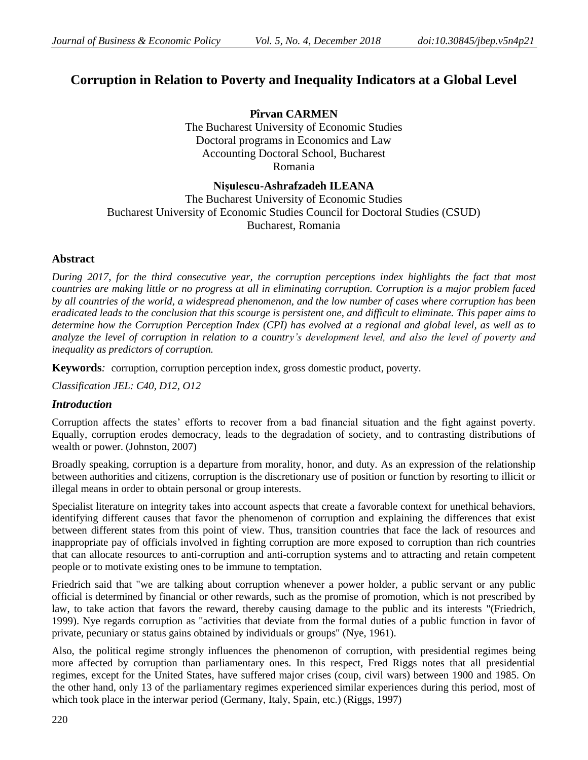# Corruption in Relation to Poverty and Inequality Indicators at a Global Level

**Pîrvan CARMEN**
The Bucharest University of Economic Studies
Doctoral programs in Economics and Law
Accounting Doctoral School, Bucharest
Romania

**Nișulescu-Ashrafzadeh ILEANA**
The Bucharest University of Economic Studies
Bucharest University of Economic Studies Council for Doctoral Studies (CSUD)
Bucharest, Romania

## Abstract

*During 2017, for the third consecutive year, the corruption perceptions index highlights the fact that most countries are making little or no progress at all in eliminating corruption. Corruption is a major problem faced by all countries of the world, a widespread phenomenon, and the low number of cases where corruption has been eradicated leads to the conclusion that this scourge is persistent one, and difficult to eliminate. This paper aims to determine how the Corruption Perception Index (CPI) has evolved at a regional and global level, as well as to analyze the level of corruption in relation to a country's development level, and also the level of poverty and inequality as predictors of corruption.*

**Keywords***:* corruption, corruption perception index, gross domestic product, poverty.

*Classification JEL: C40, D12, O12*

## *Introduction*

Corruption affects the states' efforts to recover from a bad financial situation and the fight against poverty. Equally, corruption erodes democracy, leads to the degradation of society, and to contrasting distributions of wealth or power. (Johnston, 2007)

Broadly speaking, corruption is a departure from morality, honor, and duty. As an expression of the relationship between authorities and citizens, corruption is the discretionary use of position or function by resorting to illicit or illegal means in order to obtain personal or group interests.

Specialist literature on integrity takes into account aspects that create a favorable context for unethical behaviors, identifying different causes that favor the phenomenon of corruption and explaining the differences that exist between different states from this point of view. Thus, transition countries that face the lack of resources and inappropriate pay of officials involved in fighting corruption are more exposed to corruption than rich countries that can allocate resources to anti-corruption and anti-corruption systems and to attracting and retain competent people or to motivate existing ones to be immune to temptation.

Friedrich said that "we are talking about corruption whenever a power holder, a public servant or any public official is determined by financial or other rewards, such as the promise of promotion, which is not prescribed by law, to take action that favors the reward, thereby causing damage to the public and its interests "(Friedrich, 1999). Nye regards corruption as "activities that deviate from the formal duties of a public function in favor of private, pecuniary or status gains obtained by individuals or groups" (Nye, 1961).

Also, the political regime strongly influences the phenomenon of corruption, with presidential regimes being more affected by corruption than parliamentary ones. In this respect, Fred Riggs notes that all presidential regimes, except for the United States, have suffered major crises (coup, civil wars) between 1900 and 1985. On the other hand, only 13 of the parliamentary regimes experienced similar experiences during this period, most of which took place in the interwar period (Germany, Italy, Spain, etc.) (Riggs, 1997)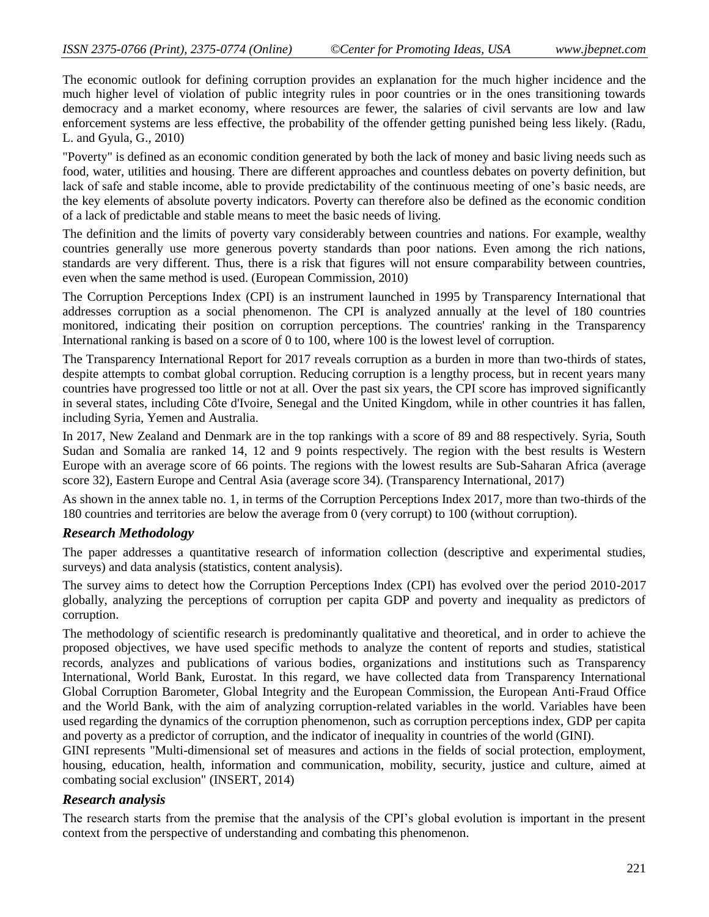The economic outlook for defining corruption provides an explanation for the much higher incidence and the much higher level of violation of public integrity rules in poor countries or in the ones transitioning towards democracy and a market economy, where resources are fewer, the salaries of civil servants are low and law enforcement systems are less effective, the probability of the offender getting punished being less likely. (Radu, L. and Gyula, G., 2010)

"Poverty" is defined as an economic condition generated by both the lack of money and basic living needs such as food, water, utilities and housing. There are different approaches and countless debates on poverty definition, but lack of safe and stable income, able to provide predictability of the continuous meeting of one's basic needs, are the key elements of absolute poverty indicators. Poverty can therefore also be defined as the economic condition of a lack of predictable and stable means to meet the basic needs of living.

The definition and the limits of poverty vary considerably between countries and nations. For example, wealthy countries generally use more generous poverty standards than poor nations. Even among the rich nations, standards are very different. Thus, there is a risk that figures will not ensure comparability between countries, even when the same method is used. (European Commission, 2010)

The Corruption Perceptions Index (CPI) is an instrument launched in 1995 by Transparency International that addresses corruption as a social phenomenon. The CPI is analyzed annually at the level of 180 countries monitored, indicating their position on corruption perceptions. The countries' ranking in the Transparency International ranking is based on a score of 0 to 100, where 100 is the lowest level of corruption.

The Transparency International Report for 2017 reveals corruption as a burden in more than two-thirds of states, despite attempts to combat global corruption. Reducing corruption is a lengthy process, but in recent years many countries have progressed too little or not at all. Over the past six years, the CPI score has improved significantly in several states, including Côte d'Ivoire, Senegal and the United Kingdom, while in other countries it has fallen, including Syria, Yemen and Australia.

In 2017, New Zealand and Denmark are in the top rankings with a score of 89 and 88 respectively. Syria, South Sudan and Somalia are ranked 14, 12 and 9 points respectively. The region with the best results is Western Europe with an average score of 66 points. The regions with the lowest results are Sub-Saharan Africa (average score 32), Eastern Europe and Central Asia (average score 34). (Transparency International, 2017)

As shown in the annex table no. 1, in terms of the Corruption Perceptions Index 2017, more than two-thirds of the 180 countries and territories are below the average from 0 (very corrupt) to 100 (without corruption).

### *Research Methodology*

The paper addresses a quantitative research of information collection (descriptive and experimental studies, surveys) and data analysis (statistics, content analysis).

The survey aims to detect how the Corruption Perceptions Index (CPI) has evolved over the period 2010-2017 globally, analyzing the perceptions of corruption per capita GDP and poverty and inequality as predictors of corruption.

The methodology of scientific research is predominantly qualitative and theoretical, and in order to achieve the proposed objectives, we have used specific methods to analyze the content of reports and studies, statistical records, analyzes and publications of various bodies, organizations and institutions such as Transparency International, World Bank, Eurostat. In this regard, we have collected data from Transparency International Global Corruption Barometer, Global Integrity and the European Commission, the European Anti-Fraud Office and the World Bank, with the aim of analyzing corruption-related variables in the world. Variables have been used regarding the dynamics of the corruption phenomenon, such as corruption perceptions index, GDP per capita and poverty as a predictor of corruption, and the indicator of inequality in countries of the world (GINI).

GINI represents "Multi-dimensional set of measures and actions in the fields of social protection, employment, housing, education, health, information and communication, mobility, security, justice and culture, aimed at combating social exclusion" (INSERT, 2014)

### *Research analysis*

The research starts from the premise that the analysis of the CPI's global evolution is important in the present context from the perspective of understanding and combating this phenomenon.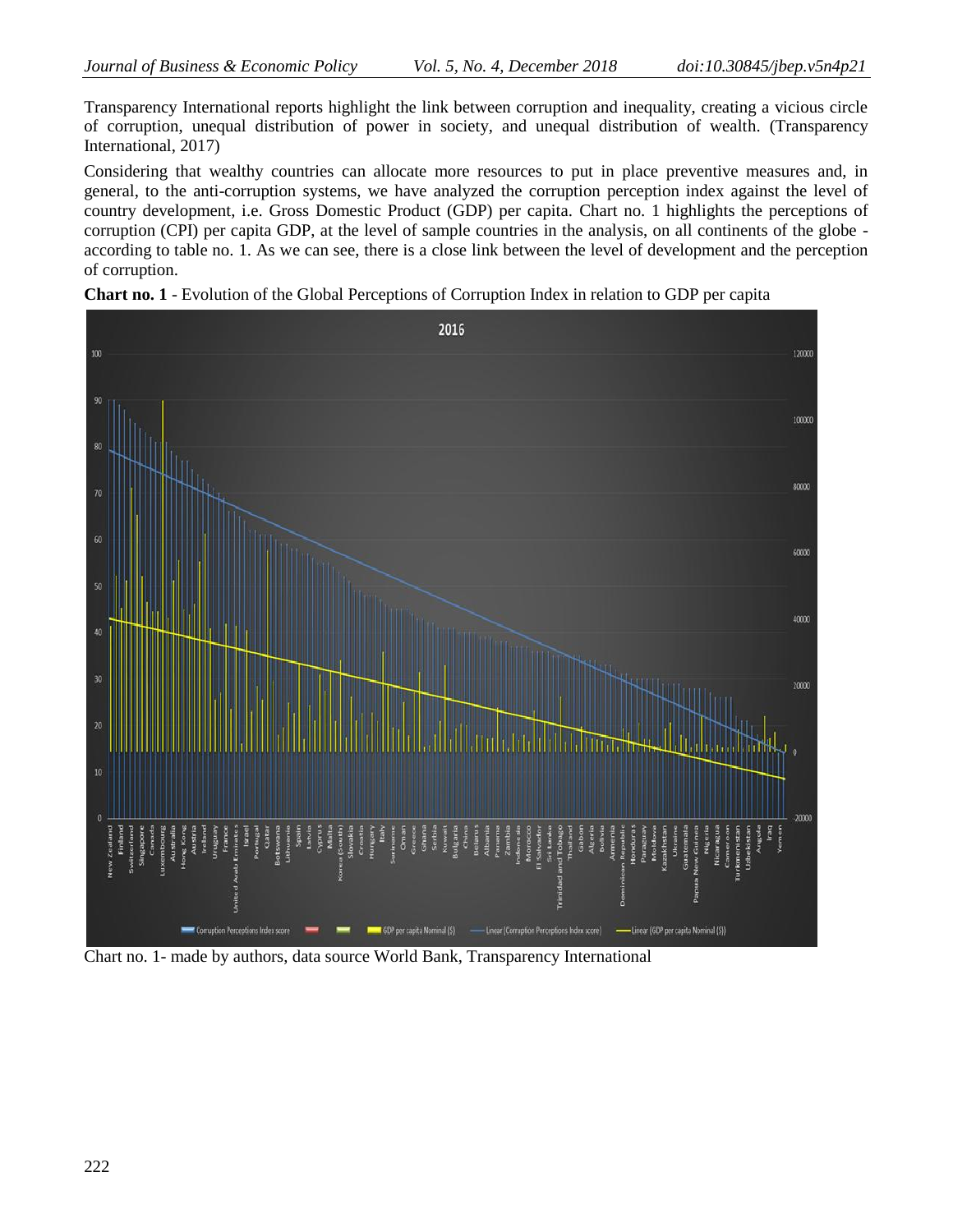Transparency International reports highlight the link between corruption and inequality, creating a vicious circle of corruption, unequal distribution of power in society, and unequal distribution of wealth. (Transparency International, 2017)

Considering that wealthy countries can allocate more resources to put in place preventive measures and, in general, to the anti-corruption systems, we have analyzed the corruption perception index against the level of country development, i.e. Gross Domestic Product (GDP) per capita. Chart no. 1 highlights the perceptions of corruption (CPI) per capita GDP, at the level of sample countries in the analysis, on all continents of the globe - according to table no. 1. As we can see, there is a close link between the level of development and the perception of corruption.

**Chart no. 1** - Evolution of the Global Perceptions of Corruption Index in relation to GDP per capita

Chart no. 1- made by authors, data source World Bank, Transparency International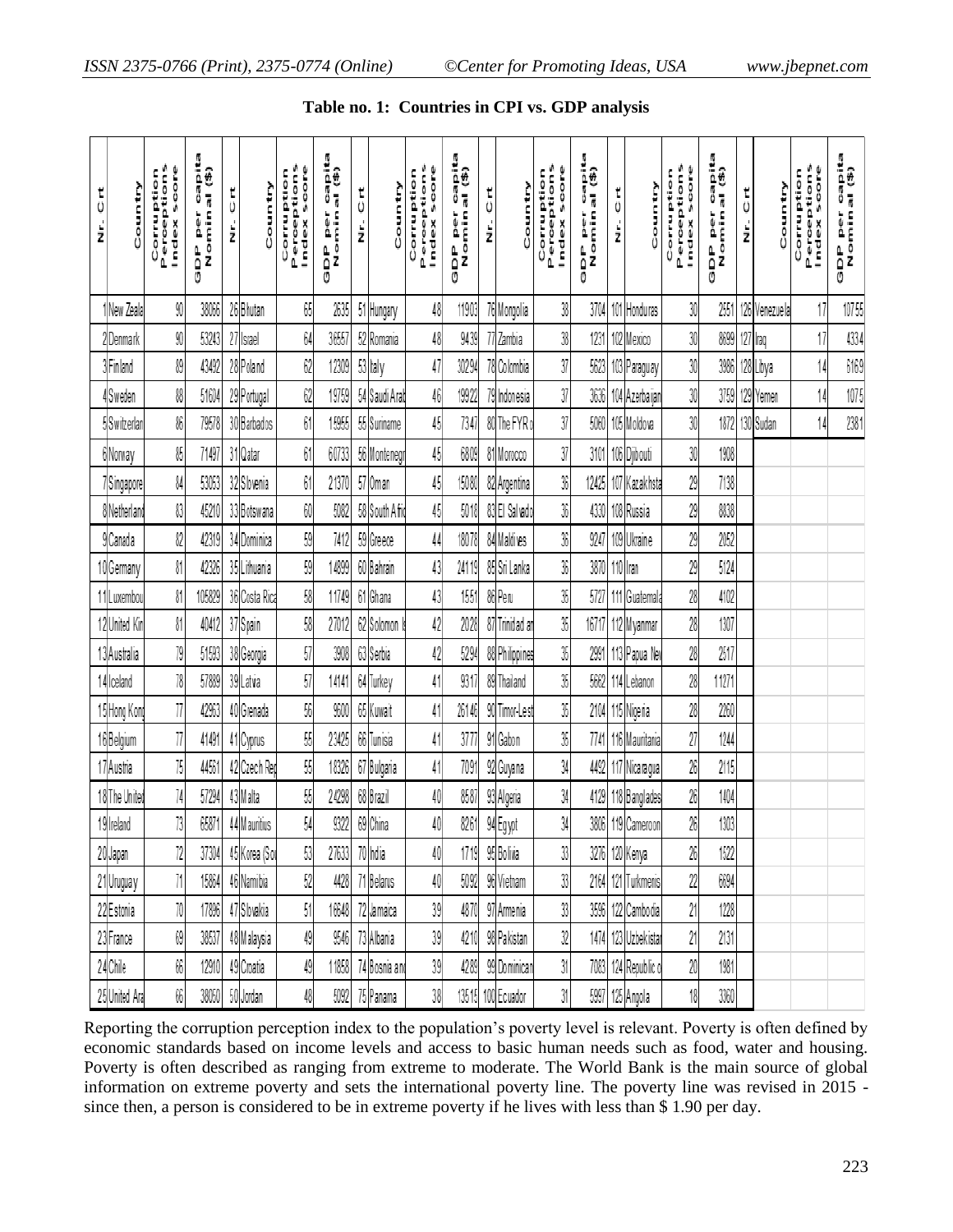**Table no. 1: Countries in CPI vs. GDP analysis**

| Nr. Crt | Country | Corruption Perceptions Index score | GDP per capita Nominal ($) | Nr. Crt | Country | Corruption Perceptions Index score | GDP per capita Nominal ($) | Nr. Crt | Country | Corruption Perceptions Index score | GDP per capita Nominal ($) | Nr. Crt | Country | Corruption Perceptions Index score | GDP per capita Nominal ($) | Nr. Crt | Country | Corruption Perceptions Index score | GDP per capita Nominal ($) | Nr. Crt | Country | Corruption Perceptions Index score | GDP per capita Nominal ($) |
|---|---|---|---|---|---|---|---|---|---|---|---|---|---|---|---|---|---|---|---|---|---|---|---|
| 1 | New Zeala | 90 | 38066 | 26 | Bhutan | 65 | 2635 | 51 | Hungary | 48 | 11903 | 76 | Mongolia | 38 | 3704 | 101 | Honduras | 30 | 2551 | 126 | Venezuela | 17 | 10755 |
| 2 | Denmark | 90 | 53243 | 27 | Israel | 64 | 36557 | 52 | Romania | 48 | 9439 | 77 | Zambia | 38 | 1231 | 102 | Mexico | 30 | 8699 | 127 | Iraq | 17 | 4334 |
| 3 | Finland | 89 | 43492 | 28 | Poland | 62 | 12309 | 53 | Italy | 47 | 30294 | 78 | Colombia | 37 | 5623 | 103 | Paraguay | 30 | 3986 | 128 | Libya | 14 | 6169 |
| 4 | Sweden | 88 | 51604 | 29 | Portugal | 62 | 19759 | 54 | Saudi Arab | 46 | 19922 | 79 | Indonesia | 37 | 3636 | 104 | Azerbaijan | 30 | 3759 | 129 | Yemen | 14 | 1075 |
| 5 | Switzerlan | 86 | 79578 | 30 | Barbados | 61 | 15955 | 55 | Suriname | 45 | 7347 | 80 | The FYR o | 37 | 5060 | 105 | Moldova | 30 | 1872 | 130 | Sudan | 14 | 2381 |
| 6 | Norway | 85 | 71497 | 31 | Qatar | 61 | 60733 | 56 | Montenegr | 45 | 6809 | 81 | Morocco | 37 | 3101 | 106 | Djibouti | 30 | 1908 | | | | |
| 7 | Singapore | 84 | 53053 | 32 | Slovenia | 61 | 21370 | 57 | Oman | 45 | 15080 | 82 | Argentina | 36 | 12425 | 107 | Kazakhsta | 29 | 7138 | | | | |
| 8 | Netherland | 83 | 45210 | 33 | Botswana | 60 | 5082 | 58 | South Afric | 45 | 5018 | 83 | El Salvado | 36 | 4330 | 108 | Russia | 29 | 8838 | | | | |
| 9 | Canada | 82 | 42319 | 34 | Dominica | 59 | 7412 | 59 | Greece | 44 | 18078 | 84 | Maldives | 36 | 9247 | 109 | Ukraine | 29 | 2052 | | | | |
| 10 | Germany | 81 | 42326 | 35 | Lithuania | 59 | 14899 | 60 | Bahrain | 43 | 24119 | 85 | Sri Lanka | 36 | 3870 | 110 | Iran | 29 | 5124 | | | | |
| 11 | Luxembou | 81 | 105829 | 36 | Costa Rica | 58 | 11749 | 61 | Ghana | 43 | 1551 | 86 | Peru | 35 | 5727 | 111 | Guatemala | 28 | 4102 | | | | |
| 12 | United Kin | 81 | 40412 | 37 | Spain | 58 | 27012 | 62 | Solomon I | 42 | 2028 | 87 | Trinidad an | 35 | 16717 | 112 | Myanmar | 28 | 1307 | | | | |
| 13 | Australia | 79 | 51593 | 38 | Georgia | 57 | 3908 | 63 | Serbia | 42 | 5294 | 88 | Philippines | 35 | 2991 | 113 | Papua Nev | 28 | 2517 | | | | |
| 14 | Iceland | 78 | 57889 | 39 | Latvia | 57 | 14141 | 64 | Turkey | 41 | 9317 | 89 | Thailand | 35 | 5662 | 114 | Lebanon | 28 | 11271 | | | | |
| 15 | Hong Kong | 77 | 42963 | 40 | Grenada | 56 | 9600 | 65 | Kuwait | 41 | 26146 | 90 | Timor-Lest | 35 | 2104 | 115 | Nigeria | 28 | 2260 | | | | |
| 16 | Belgium | 77 | 41491 | 41 | Cyprus | 55 | 23425 | 66 | Tunisia | 41 | 3777 | 91 | Gabon | 35 | 7741 | 116 | Mauritania | 27 | 1244 | | | | |
| 17 | Austria | 75 | 44561 | 42 | Czech Rep | 55 | 18326 | 67 | Bulgaria | 41 | 7091 | 92 | Guyana | 34 | 4492 | 117 | Nicaragua | 26 | 2115 | | | | |
| 18 | The United | 74 | 57294 | 43 | Malta | 55 | 24298 | 68 | Brazil | 40 | 8587 | 93 | Algeria | 34 | 4129 | 118 | Banglades | 26 | 1404 | | | | |
| 19 | Ireland | 73 | 65871 | 44 | Mauritius | 54 | 9322 | 69 | China | 40 | 8261 | 94 | Egypt | 34 | 3806 | 119 | Cameroon | 26 | 1303 | | | | |
| 20 | Japan | 72 | 37304 | 45 | Korea (Sou | 53 | 27633 | 70 | India | 40 | 1719 | 95 | Bolivia | 33 | 3276 | 120 | Kenya | 26 | 1522 | | | | |
| 21 | Uruguay | 71 | 15864 | 46 | Namibia | 52 | 4428 | 71 | Belarus | 40 | 5092 | 96 | Vietnam | 33 | 2164 | 121 | Turkmenis | 22 | 6694 | | | | |
| 22 | Estonia | 70 | 17896 | 47 | Slovakia | 51 | 16648 | 72 | Jamaica | 39 | 4870 | 97 | Armenia | 33 | 3596 | 122 | Cambodia | 21 | 1228 | | | | |
| 23 | France | 69 | 38537 | 48 | Malaysia | 49 | 9546 | 73 | Albania | 39 | 4210 | 98 | Pakistan | 32 | 1474 | 123 | Uzbekistan | 21 | 2131 | | | | |
| 24 | Chile | 66 | 12910 | 49 | Croatia | 49 | 11858 | 74 | Bosnia and | 39 | 4289 | 99 | Dominican | 31 | 7083 | 124 | Republic o | 20 | 1981 | | | | |
| 25 | United Ara | 66 | 38050 | 50 | Jordan | 48 | 5092 | 75 | Panama | 38 | 13515 | 100 | Ecuador | 31 | 5997 | 125 | Angola | 18 | 3360 | | | | |

Reporting the corruption perception index to the population's poverty level is relevant. Poverty is often defined by economic standards based on income levels and access to basic human needs such as food, water and housing. Poverty is often described as ranging from extreme to moderate. The World Bank is the main source of global information on extreme poverty and sets the international poverty line. The poverty line was revised in 2015 - since then, a person is considered to be in extreme poverty if he lives with less than $ 1.90 per day.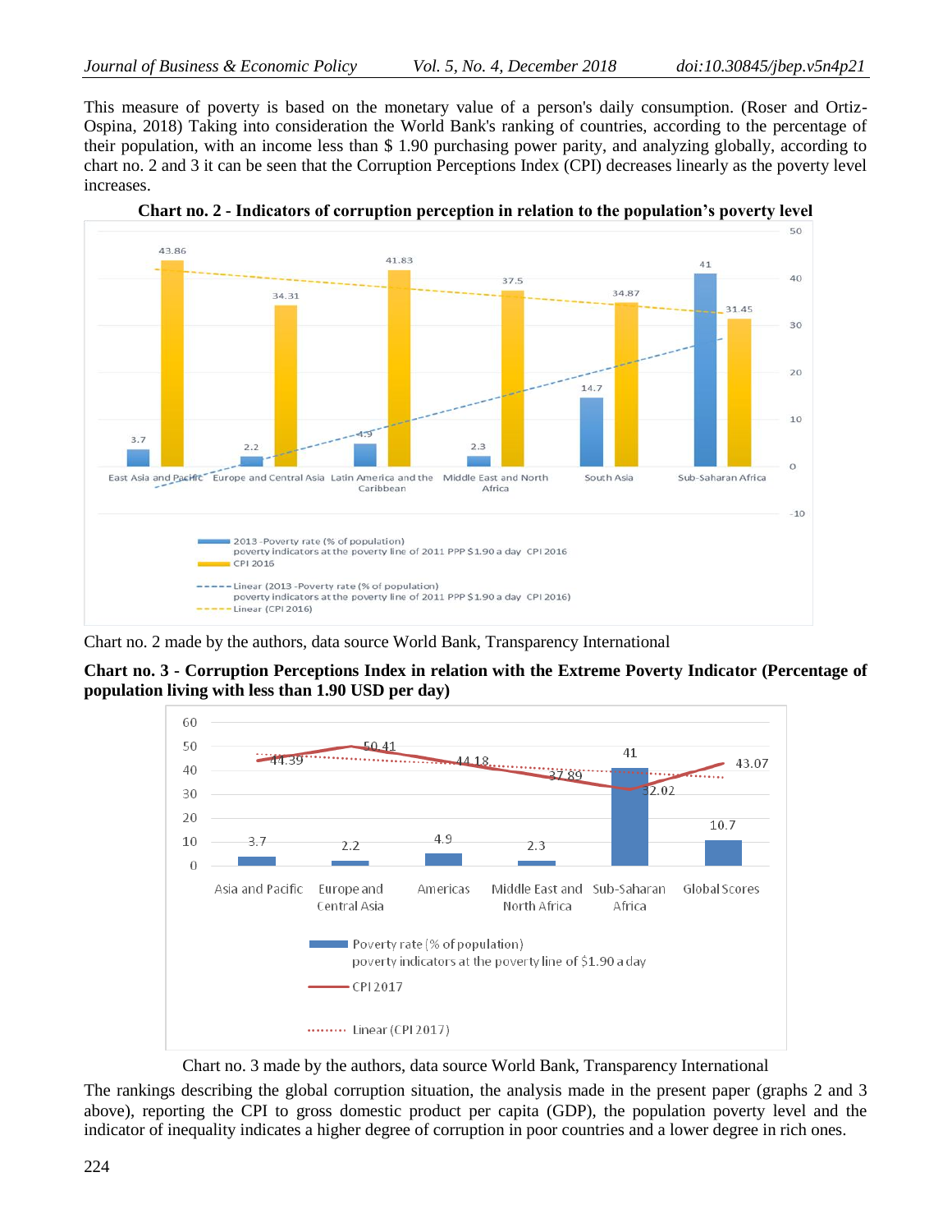This measure of poverty is based on the monetary value of a person's daily consumption. (Roser and Ortiz-Ospina, 2018) Taking into consideration the World Bank's ranking of countries, according to the percentage of their population, with an income less than $ 1.90 purchasing power parity, and analyzing globally, according to chart no. 2 and 3 it can be seen that the Corruption Perceptions Index (CPI) decreases linearly as the poverty level increases.

**Chart no. 2 - Indicators of corruption perception in relation to the population's poverty level**

| Region | 2013 - Poverty rate (% of population) poverty indicators at the poverty line of 2011 PPP $1.90 a day | CPI 2016 |
| --- | --- | --- |
| East Asia and Pacific | 3.7 | 43.86 |
| Europe and Central Asia | 2.2 | 34.31 |
| Latin America and the Caribbean | 4.9 | 41.83 |
| Middle East and North Africa | 2.3 | 37.5 |
| South Asia | 14.7 | 34.87 |
| Sub-Saharan Africa | 41 | 31.45 |

Chart no. 2 made by the authors, data source World Bank, Transparency International

**Chart no. 3 - Corruption Perceptions Index in relation with the Extreme Poverty Indicator (Percentage of population living with less than 1.90 USD per day)**

| Region | Poverty rate (% of population) poverty indicators at the poverty line of $1.90 a day | CPI 2017 |
| --- | --- | --- |
| Asia and Pacific | 3.7 | 44.39 |
| Europe and Central Asia | 2.2 | 50.41 |
| Americas | 4.9 | 44.18 |
| Middle East and North Africa | 2.3 | 37.89 |
| Sub-Saharan Africa | 41 | 32.02 |
| Global Scores | 10.7 | 43.07 |

Chart no. 3 made by the authors, data source World Bank, Transparency International

The rankings describing the global corruption situation, the analysis made in the present paper (graphs 2 and 3 above), reporting the CPI to gross domestic product per capita (GDP), the population poverty level and the indicator of inequality indicates a higher degree of corruption in poor countries and a lower degree in rich ones.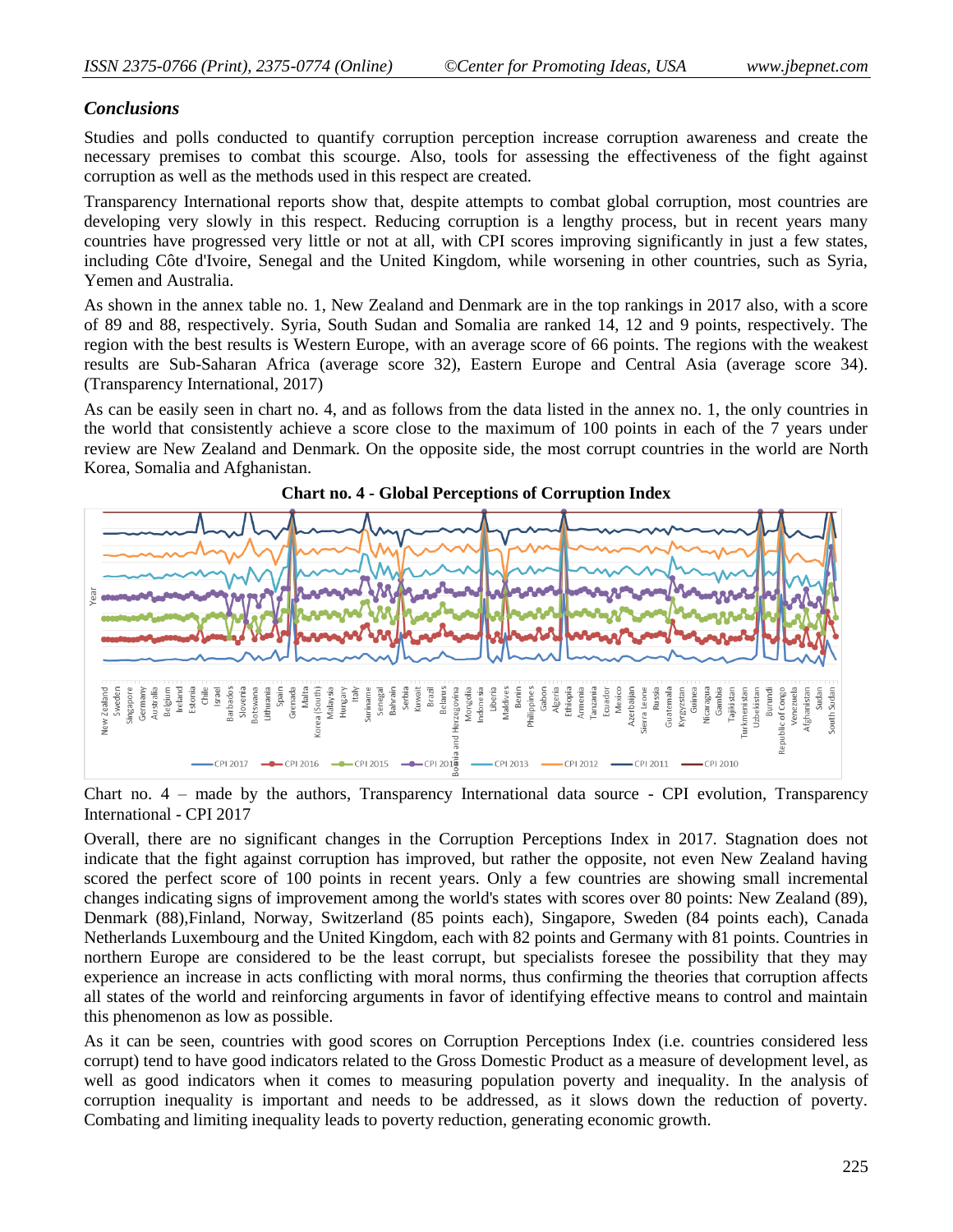### *Conclusions*

Studies and polls conducted to quantify corruption perception increase corruption awareness and create the necessary premises to combat this scourge. Also, tools for assessing the effectiveness of the fight against corruption as well as the methods used in this respect are created.

Transparency International reports show that, despite attempts to combat global corruption, most countries are developing very slowly in this respect. Reducing corruption is a lengthy process, but in recent years many countries have progressed very little or not at all, with CPI scores improving significantly in just a few states, including Côte d'Ivoire, Senegal and the United Kingdom, while worsening in other countries, such as Syria, Yemen and Australia.

As shown in the annex table no. 1, New Zealand and Denmark are in the top rankings in 2017 also, with a score of 89 and 88, respectively. Syria, South Sudan and Somalia are ranked 14, 12 and 9 points, respectively. The region with the best results is Western Europe, with an average score of 66 points. The regions with the weakest results are Sub-Saharan Africa (average score 32), Eastern Europe and Central Asia (average score 34). (Transparency International, 2017)

As can be easily seen in chart no. 4, and as follows from the data listed in the annex no. 1, the only countries in the world that consistently achieve a score close to the maximum of 100 points in each of the 7 years under review are New Zealand and Denmark. On the opposite side, the most corrupt countries in the world are North Korea, Somalia and Afghanistan.

**Chart no. 4 - Global Perceptions of Corruption Index**

Chart no. 4 – made by the authors, Transparency International data source - CPI evolution, Transparency International - CPI 2017

Overall, there are no significant changes in the Corruption Perceptions Index in 2017. Stagnation does not indicate that the fight against corruption has improved, but rather the opposite, not even New Zealand having scored the perfect score of 100 points in recent years. Only a few countries are showing small incremental changes indicating signs of improvement among the world's states with scores over 80 points: New Zealand (89), Denmark (88),Finland, Norway, Switzerland (85 points each), Singapore, Sweden (84 points each), Canada Netherlands Luxembourg and the United Kingdom, each with 82 points and Germany with 81 points. Countries in northern Europe are considered to be the least corrupt, but specialists foresee the possibility that they may experience an increase in acts conflicting with moral norms, thus confirming the theories that corruption affects all states of the world and reinforcing arguments in favor of identifying effective means to control and maintain this phenomenon as low as possible.

As it can be seen, countries with good scores on Corruption Perceptions Index (i.e. countries considered less corrupt) tend to have good indicators related to the Gross Domestic Product as a measure of development level, as well as good indicators when it comes to measuring population poverty and inequality. In the analysis of corruption inequality is important and needs to be addressed, as it slows down the reduction of poverty. Combating and limiting inequality leads to poverty reduction, generating economic growth.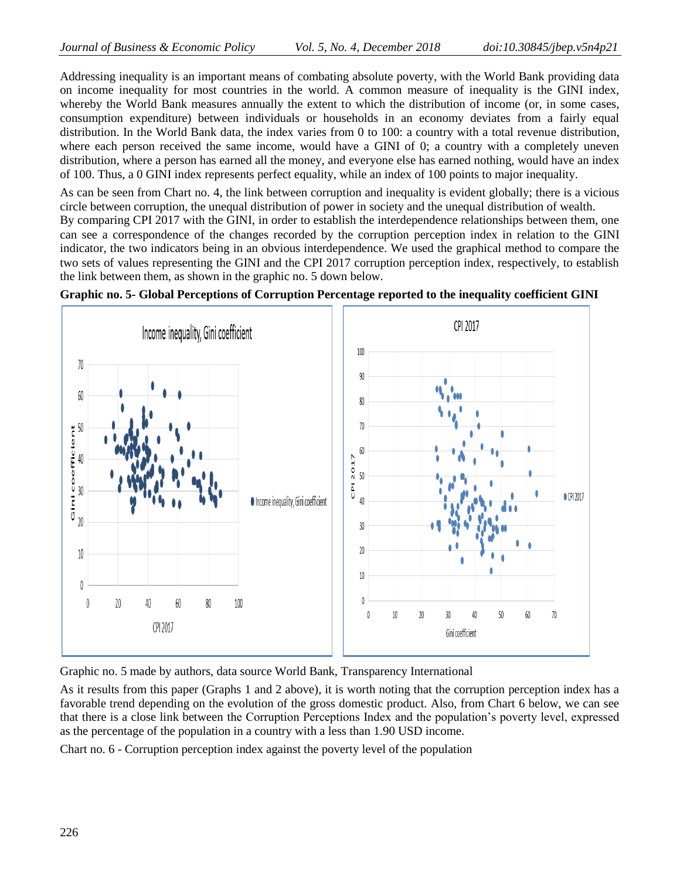Addressing inequality is an important means of combating absolute poverty, with the World Bank providing data on income inequality for most countries in the world. A common measure of inequality is the GINI index, whereby the World Bank measures annually the extent to which the distribution of income (or, in some cases, consumption expenditure) between individuals or households in an economy deviates from a fairly equal distribution. In the World Bank data, the index varies from 0 to 100: a country with a total revenue distribution, where each person received the same income, would have a GINI of 0; a country with a completely uneven distribution, where a person has earned all the money, and everyone else has earned nothing, would have an index of 100. Thus, a 0 GINI index represents perfect equality, while an index of 100 points to major inequality.

As can be seen from Chart no. 4, the link between corruption and inequality is evident globally; there is a vicious circle between corruption, the unequal distribution of power in society and the unequal distribution of wealth.
By comparing CPI 2017 with the GINI, in order to establish the interdependence relationships between them, one can see a correspondence of the changes recorded by the corruption perception index in relation to the GINI indicator, the two indicators being in an obvious interdependence. We used the graphical method to compare the two sets of values representing the GINI and the CPI 2017 corruption perception index, respectively, to establish the link between them, as shown in the graphic no. 5 down below.

**Graphic no. 5- Global Perceptions of Corruption Percentage reported to the inequality coefficient GINI**

Graphic no. 5 made by authors, data source World Bank, Transparency International

As it results from this paper (Graphs 1 and 2 above), it is worth noting that the corruption perception index has a favorable trend depending on the evolution of the gross domestic product. Also, from Chart 6 below, we can see that there is a close link between the Corruption Perceptions Index and the population's poverty level, expressed as the percentage of the population in a country with a less than 1.90 USD income.

Chart no. 6 - Corruption perception index against the poverty level of the population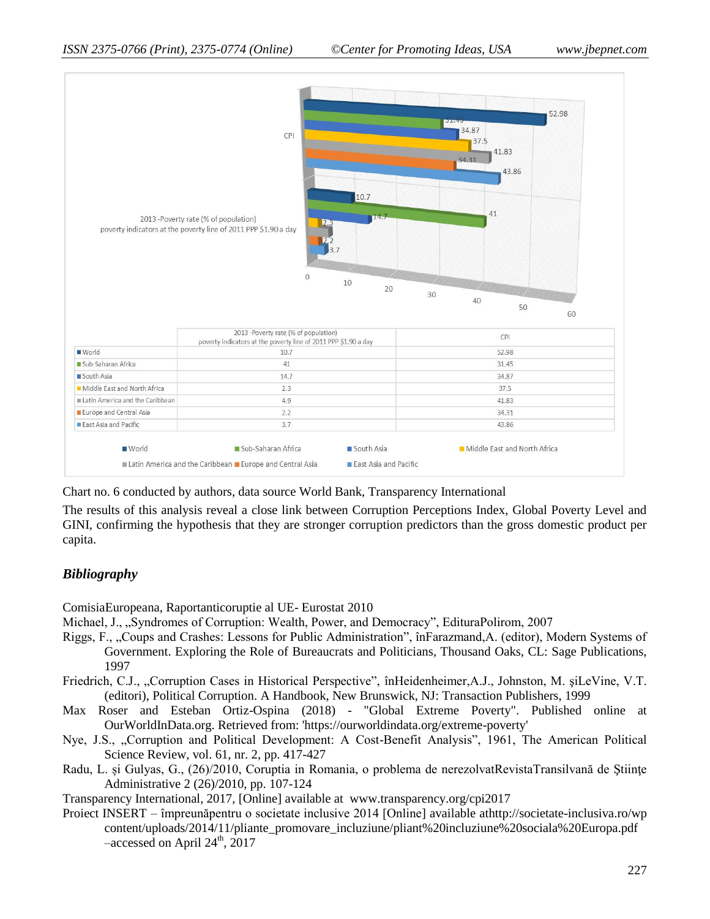| | 2013 -Poverty rate (% of population) poverty indicators at the poverty line of 2011 PPP $1.90 a day | CPI |
|---|---|---|
| World | 10.7 | 52.98 |
| Sub-Saharan Africa | 41 | 31.45 |
| South Asia | 14.7 | 34.87 |
| Middle East and North Africa | 2.3 | 37.5 |
| Latin America and the Caribbean | 4.9 | 41.83 |
| Europe and Central Asia | 2.2 | 34.31 |
| East Asia and Pacific | 3.7 | 43.86 |

Chart no. 6 conducted by authors, data source World Bank, Transparency International

The results of this analysis reveal a close link between Corruption Perceptions Index, Global Poverty Level and GINI, confirming the hypothesis that they are stronger corruption predictors than the gross domestic product per capita.

## *Bibliography*

ComisiaEuropeana, Raportanticoruptie al UE- Eurostat 2010

Michael, J., „Syndromes of Corruption: Wealth, Power, and Democracy", EdituraPolirom, 2007

Riggs, F., „Coups and Crashes: Lessons for Public Administration", înFarazmand,A. (editor), Modern Systems of Government. Exploring the Role of Bureaucrats and Politicians, Thousand Oaks, CL: Sage Publications, 1997

Friedrich, C.J., „Corruption Cases in Historical Perspective", înHeidenheimer,A.J., Johnston, M. şiLeVine, V.T. (editori), Political Corruption. A Handbook, New Brunswick, NJ: Transaction Publishers, 1999

Max Roser and Esteban Ortiz-Ospina (2018) - "Global Extreme Poverty". Published online at OurWorldInData.org. Retrieved from: 'https://ourworldindata.org/extreme-poverty'

Nye, J.S., „Corruption and Political Development: A Cost-Benefit Analysis", 1961, The American Political Science Review, vol. 61, nr. 2, pp. 417-427

Radu, L. și Gulyas, G., (26)/2010, Coruptia in Romania, o problema de nerezolvatRevistaTransilvană de Ştiinţe Administrative 2 (26)/2010, pp. 107-124

Transparency International, 2017, [Online] available at www.transparency.org/cpi2017

Proiect INSERT – împreunăpentru o societate inclusive 2014 [Online] available athttp://societate-inclusiva.ro/wp content/uploads/2014/11/pliante_promovare_incluziune/pliant%20incluziune%20sociala%20Europa.pdf –accessed on April 24th, 2017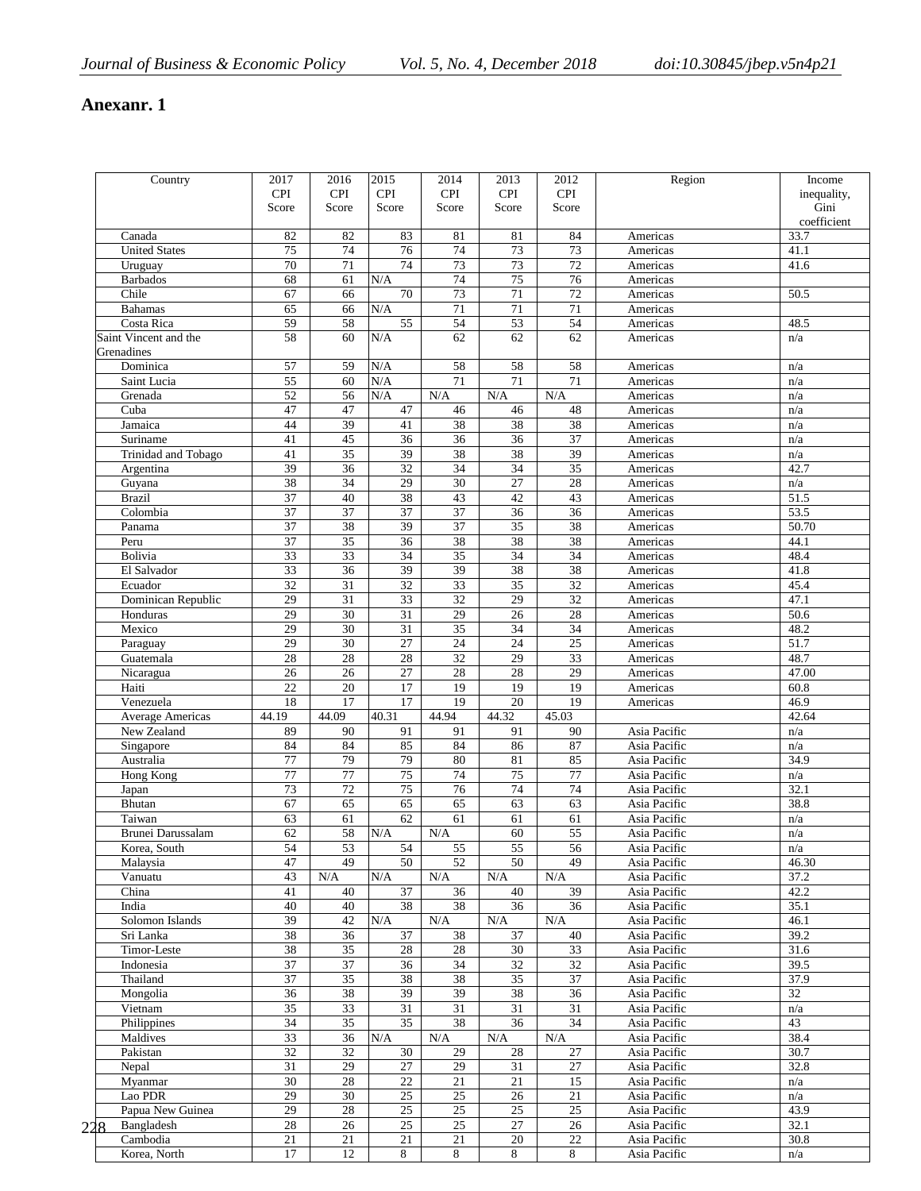# Anexanr. 1

| Country | 2017 CPI Score | 2016 CPI Score | 2015 CPI Score | 2014 CPI Score | 2013 CPI Score | 2012 CPI Score | Region | Income inequality, Gini coefficient |
|---|---|---|---|---|---|---|---|---|
| Canada | 82 | 82 | 83 | 81 | 81 | 84 | Americas | 33.7 |
| United States | 75 | 74 | 76 | 74 | 73 | 73 | Americas | 41.1 |
| Uruguay | 70 | 71 | 74 | 73 | 73 | 72 | Americas | 41.6 |
| Barbados | 68 | 61 | N/A | 74 | 75 | 76 | Americas | |
| Chile | 67 | 66 | 70 | 73 | 71 | 72 | Americas | 50.5 |
| Bahamas | 65 | 66 | N/A | 71 | 71 | 71 | Americas | |
| Costa Rica | 59 | 58 | 55 | 54 | 53 | 54 | Americas | 48.5 |
| Saint Vincent and the Grenadines | 58 | 60 | N/A | 62 | 62 | 62 | Americas | n/a |
| Dominica | 57 | 59 | N/A | 58 | 58 | 58 | Americas | n/a |
| Saint Lucia | 55 | 60 | N/A | 71 | 71 | 71 | Americas | n/a |
| Grenada | 52 | 56 | N/A | N/A | N/A | N/A | Americas | n/a |
| Cuba | 47 | 47 | 47 | 46 | 46 | 48 | Americas | n/a |
| Jamaica | 44 | 39 | 41 | 38 | 38 | 38 | Americas | n/a |
| Suriname | 41 | 45 | 36 | 36 | 36 | 37 | Americas | n/a |
| Trinidad and Tobago | 41 | 35 | 39 | 38 | 38 | 39 | Americas | n/a |
| Argentina | 39 | 36 | 32 | 34 | 34 | 35 | Americas | 42.7 |
| Guyana | 38 | 34 | 29 | 30 | 27 | 28 | Americas | n/a |
| Brazil | 37 | 40 | 38 | 43 | 42 | 43 | Americas | 51.5 |
| Colombia | 37 | 37 | 37 | 37 | 36 | 36 | Americas | 53.5 |
| Panama | 37 | 38 | 39 | 37 | 35 | 38 | Americas | 50.70 |
| Peru | 37 | 35 | 36 | 38 | 38 | 38 | Americas | 44.1 |
| Bolivia | 33 | 33 | 34 | 35 | 34 | 34 | Americas | 48.4 |
| El Salvador | 33 | 36 | 39 | 39 | 38 | 38 | Americas | 41.8 |
| Ecuador | 32 | 31 | 32 | 33 | 35 | 32 | Americas | 45.4 |
| Dominican Republic | 29 | 31 | 33 | 32 | 29 | 32 | Americas | 47.1 |
| Honduras | 29 | 30 | 31 | 29 | 26 | 28 | Americas | 50.6 |
| Mexico | 29 | 30 | 31 | 35 | 34 | 34 | Americas | 48.2 |
| Paraguay | 29 | 30 | 27 | 24 | 24 | 25 | Americas | 51.7 |
| Guatemala | 28 | 28 | 28 | 32 | 29 | 33 | Americas | 48.7 |
| Nicaragua | 26 | 26 | 27 | 28 | 28 | 29 | Americas | 47.00 |
| Haiti | 22 | 20 | 17 | 19 | 19 | 19 | Americas | 60.8 |
| Venezuela | 18 | 17 | 17 | 19 | 20 | 19 | Americas | 46.9 |
| Average Americas | 44.19 | 44.09 | 40.31 | 44.94 | 44.32 | 45.03 | | 42.64 |
| New Zealand | 89 | 90 | 91 | 91 | 91 | 90 | Asia Pacific | n/a |
| Singapore | 84 | 84 | 85 | 84 | 86 | 87 | Asia Pacific | n/a |
| Australia | 77 | 79 | 79 | 80 | 81 | 85 | Asia Pacific | 34.9 |
| Hong Kong | 77 | 77 | 75 | 74 | 75 | 77 | Asia Pacific | n/a |
| Japan | 73 | 72 | 75 | 76 | 74 | 74 | Asia Pacific | 32.1 |
| Bhutan | 67 | 65 | 65 | 65 | 63 | 63 | Asia Pacific | 38.8 |
| Taiwan | 63 | 61 | 62 | 61 | 61 | 61 | Asia Pacific | n/a |
| Brunei Darussalam | 62 | 58 | N/A | N/A | 60 | 55 | Asia Pacific | n/a |
| Korea, South | 54 | 53 | 54 | 55 | 55 | 56 | Asia Pacific | n/a |
| Malaysia | 47 | 49 | 50 | 52 | 50 | 49 | Asia Pacific | 46.30 |
| Vanuatu | 43 | N/A | N/A | N/A | N/A | N/A | Asia Pacific | 37.2 |
| China | 41 | 40 | 37 | 36 | 40 | 39 | Asia Pacific | 42.2 |
| India | 40 | 40 | 38 | 38 | 36 | 36 | Asia Pacific | 35.1 |
| Solomon Islands | 39 | 42 | N/A | N/A | N/A | N/A | Asia Pacific | 46.1 |
| Sri Lanka | 38 | 36 | 37 | 38 | 37 | 40 | Asia Pacific | 39.2 |
| Timor-Leste | 38 | 35 | 28 | 28 | 30 | 33 | Asia Pacific | 31.6 |
| Indonesia | 37 | 37 | 36 | 34 | 32 | 32 | Asia Pacific | 39.5 |
| Thailand | 37 | 35 | 38 | 38 | 35 | 37 | Asia Pacific | 37.9 |
| Mongolia | 36 | 38 | 39 | 39 | 38 | 36 | Asia Pacific | 32 |
| Vietnam | 35 | 33 | 31 | 31 | 31 | 31 | Asia Pacific | n/a |
| Philippines | 34 | 35 | 35 | 38 | 36 | 34 | Asia Pacific | 43 |
| Maldives | 33 | 36 | N/A | N/A | N/A | N/A | Asia Pacific | 38.4 |
| Pakistan | 32 | 32 | 30 | 29 | 28 | 27 | Asia Pacific | 30.7 |
| Nepal | 31 | 29 | 27 | 29 | 31 | 27 | Asia Pacific | 32.8 |
| Myanmar | 30 | 28 | 22 | 21 | 21 | 15 | Asia Pacific | n/a |
| Lao PDR | 29 | 30 | 25 | 25 | 26 | 21 | Asia Pacific | n/a |
| Papua New Guinea | 29 | 28 | 25 | 25 | 25 | 25 | Asia Pacific | 43.9 |
| Bangladesh | 28 | 26 | 25 | 25 | 27 | 26 | Asia Pacific | 32.1 |
| Cambodia | 21 | 21 | 21 | 21 | 20 | 22 | Asia Pacific | 30.8 |
| Korea, North | 17 | 12 | 8 | 8 | 8 | 8 | Asia Pacific | n/a |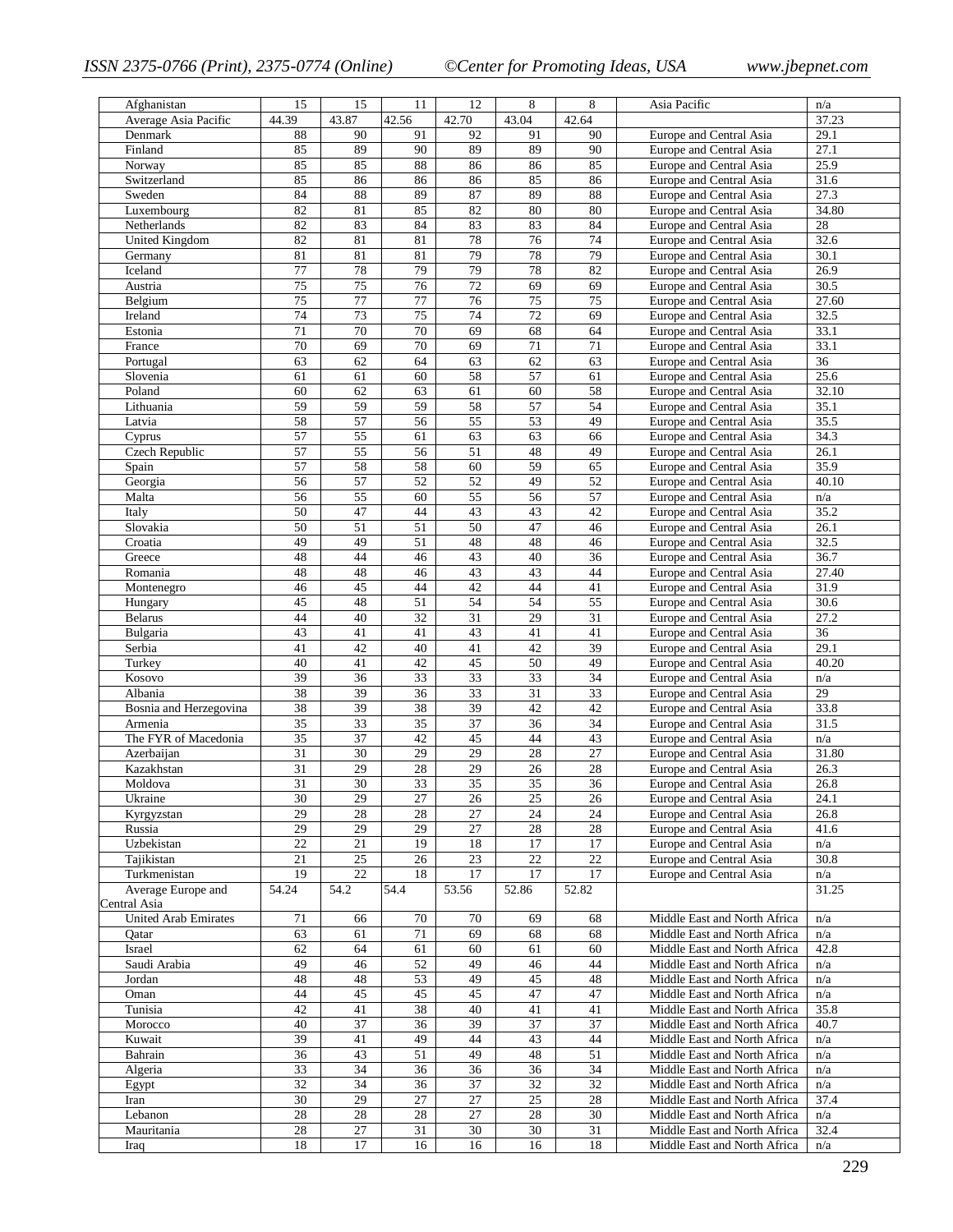| | | | | | | | | |
|---|---|---|---|---|---|---|---|---|
| Afghanistan | 15 | 15 | 11 | 12 | 8 | 8 | Asia Pacific | n/a |
| Average Asia Pacific | 44.39 | 43.87 | 42.56 | 42.70 | 43.04 | 42.64 | | 37.23 |
| Denmark | 88 | 90 | 91 | 92 | 91 | 90 | Europe and Central Asia | 29.1 |
| Finland | 85 | 89 | 90 | 89 | 89 | 90 | Europe and Central Asia | 27.1 |
| Norway | 85 | 85 | 88 | 86 | 86 | 85 | Europe and Central Asia | 25.9 |
| Switzerland | 85 | 86 | 86 | 86 | 85 | 86 | Europe and Central Asia | 31.6 |
| Sweden | 84 | 88 | 89 | 87 | 89 | 88 | Europe and Central Asia | 27.3 |
| Luxembourg | 82 | 81 | 85 | 82 | 80 | 80 | Europe and Central Asia | 34.80 |
| Netherlands | 82 | 83 | 84 | 83 | 83 | 84 | Europe and Central Asia | 28 |
| United Kingdom | 82 | 81 | 81 | 78 | 76 | 74 | Europe and Central Asia | 32.6 |
| Germany | 81 | 81 | 81 | 79 | 78 | 79 | Europe and Central Asia | 30.1 |
| Iceland | 77 | 78 | 79 | 79 | 78 | 82 | Europe and Central Asia | 26.9 |
| Austria | 75 | 75 | 76 | 72 | 69 | 69 | Europe and Central Asia | 30.5 |
| Belgium | 75 | 77 | 77 | 76 | 75 | 75 | Europe and Central Asia | 27.60 |
| Ireland | 74 | 73 | 75 | 74 | 72 | 69 | Europe and Central Asia | 32.5 |
| Estonia | 71 | 70 | 70 | 69 | 68 | 64 | Europe and Central Asia | 33.1 |
| France | 70 | 69 | 70 | 69 | 71 | 71 | Europe and Central Asia | 33.1 |
| Portugal | 63 | 62 | 64 | 63 | 62 | 63 | Europe and Central Asia | 36 |
| Slovenia | 61 | 61 | 60 | 58 | 57 | 61 | Europe and Central Asia | 25.6 |
| Poland | 60 | 62 | 63 | 61 | 60 | 58 | Europe and Central Asia | 32.10 |
| Lithuania | 59 | 59 | 59 | 58 | 57 | 54 | Europe and Central Asia | 35.1 |
| Latvia | 58 | 57 | 56 | 55 | 53 | 49 | Europe and Central Asia | 35.5 |
| Cyprus | 57 | 55 | 61 | 63 | 63 | 66 | Europe and Central Asia | 34.3 |
| Czech Republic | 57 | 55 | 56 | 51 | 48 | 49 | Europe and Central Asia | 26.1 |
| Spain | 57 | 58 | 58 | 60 | 59 | 65 | Europe and Central Asia | 35.9 |
| Georgia | 56 | 57 | 52 | 52 | 49 | 52 | Europe and Central Asia | 40.10 |
| Malta | 56 | 55 | 60 | 55 | 56 | 57 | Europe and Central Asia | n/a |
| Italy | 50 | 47 | 44 | 43 | 43 | 42 | Europe and Central Asia | 35.2 |
| Slovakia | 50 | 51 | 51 | 50 | 47 | 46 | Europe and Central Asia | 26.1 |
| Croatia | 49 | 49 | 51 | 48 | 48 | 46 | Europe and Central Asia | 32.5 |
| Greece | 48 | 44 | 46 | 43 | 40 | 36 | Europe and Central Asia | 36.7 |
| Romania | 48 | 48 | 46 | 43 | 43 | 44 | Europe and Central Asia | 27.40 |
| Montenegro | 46 | 45 | 44 | 42 | 44 | 41 | Europe and Central Asia | 31.9 |
| Hungary | 45 | 48 | 51 | 54 | 54 | 55 | Europe and Central Asia | 30.6 |
| Belarus | 44 | 40 | 32 | 31 | 29 | 31 | Europe and Central Asia | 27.2 |
| Bulgaria | 43 | 41 | 41 | 43 | 41 | 41 | Europe and Central Asia | 36 |
| Serbia | 41 | 42 | 40 | 41 | 42 | 39 | Europe and Central Asia | 29.1 |
| Turkey | 40 | 41 | 42 | 45 | 50 | 49 | Europe and Central Asia | 40.20 |
| Kosovo | 39 | 36 | 33 | 33 | 33 | 34 | Europe and Central Asia | n/a |
| Albania | 38 | 39 | 36 | 33 | 31 | 33 | Europe and Central Asia | 29 |
| Bosnia and Herzegovina | 38 | 39 | 38 | 39 | 42 | 42 | Europe and Central Asia | 33.8 |
| Armenia | 35 | 33 | 35 | 37 | 36 | 34 | Europe and Central Asia | 31.5 |
| The FYR of Macedonia | 35 | 37 | 42 | 45 | 44 | 43 | Europe and Central Asia | n/a |
| Azerbaijan | 31 | 30 | 29 | 29 | 28 | 27 | Europe and Central Asia | 31.80 |
| Kazakhstan | 31 | 29 | 28 | 29 | 26 | 28 | Europe and Central Asia | 26.3 |
| Moldova | 31 | 30 | 33 | 35 | 35 | 36 | Europe and Central Asia | 26.8 |
| Ukraine | 30 | 29 | 27 | 26 | 25 | 26 | Europe and Central Asia | 24.1 |
| Kyrgyzstan | 29 | 28 | 28 | 27 | 24 | 24 | Europe and Central Asia | 26.8 |
| Russia | 29 | 29 | 29 | 27 | 28 | 28 | Europe and Central Asia | 41.6 |
| Uzbekistan | 22 | 21 | 19 | 18 | 17 | 17 | Europe and Central Asia | n/a |
| Tajikistan | 21 | 25 | 26 | 23 | 22 | 22 | Europe and Central Asia | 30.8 |
| Turkmenistan | 19 | 22 | 18 | 17 | 17 | 17 | Europe and Central Asia | n/a |
| Average Europe and Central Asia | 54.24 | 54.2 | 54.4 | 53.56 | 52.86 | 52.82 | | 31.25 |
| United Arab Emirates | 71 | 66 | 70 | 70 | 69 | 68 | Middle East and North Africa | n/a |
| Qatar | 63 | 61 | 71 | 69 | 68 | 68 | Middle East and North Africa | n/a |
| Israel | 62 | 64 | 61 | 60 | 61 | 60 | Middle East and North Africa | 42.8 |
| Saudi Arabia | 49 | 46 | 52 | 49 | 46 | 44 | Middle East and North Africa | n/a |
| Jordan | 48 | 48 | 53 | 49 | 45 | 48 | Middle East and North Africa | n/a |
| Oman | 44 | 45 | 45 | 45 | 47 | 47 | Middle East and North Africa | n/a |
| Tunisia | 42 | 41 | 38 | 40 | 41 | 41 | Middle East and North Africa | 35.8 |
| Morocco | 40 | 37 | 36 | 39 | 37 | 37 | Middle East and North Africa | 40.7 |
| Kuwait | 39 | 41 | 49 | 44 | 43 | 44 | Middle East and North Africa | n/a |
| Bahrain | 36 | 43 | 51 | 49 | 48 | 51 | Middle East and North Africa | n/a |
| Algeria | 33 | 34 | 36 | 36 | 36 | 34 | Middle East and North Africa | n/a |
| Egypt | 32 | 34 | 36 | 37 | 32 | 32 | Middle East and North Africa | n/a |
| Iran | 30 | 29 | 27 | 27 | 25 | 28 | Middle East and North Africa | 37.4 |
| Lebanon | 28 | 28 | 28 | 27 | 28 | 30 | Middle East and North Africa | n/a |
| Mauritania | 28 | 27 | 31 | 30 | 30 | 31 | Middle East and North Africa | 32.4 |
| Iraq | 18 | 17 | 16 | 16 | 16 | 18 | Middle East and North Africa | n/a |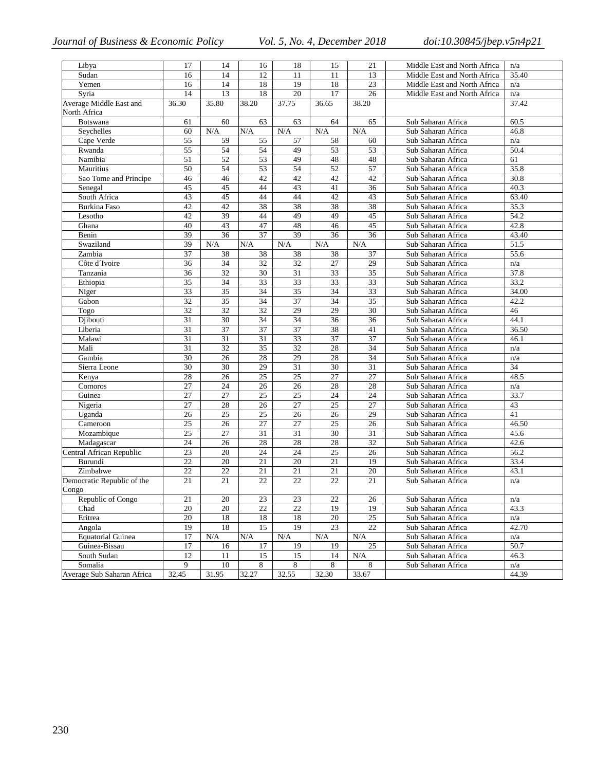| | | | | | | | | |
|---|---|---|---|---|---|---|---|---|
| Libya | 17 | 14 | 16 | 18 | 15 | 21 | Middle East and North Africa | n/a |
| Sudan | 16 | 14 | 12 | 11 | 11 | 13 | Middle East and North Africa | 35.40 |
| Yemen | 16 | 14 | 18 | 19 | 18 | 23 | Middle East and North Africa | n/a |
| Syria | 14 | 13 | 18 | 20 | 17 | 26 | Middle East and North Africa | n/a |
| Average Middle East and North Africa | 36.30 | 35.80 | 38.20 | 37.75 | 36.65 | 38.20 | | 37.42 |
| Botswana | 61 | 60 | 63 | 63 | 64 | 65 | Sub Saharan Africa | 60.5 |
| Seychelles | 60 | N/A | N/A | N/A | N/A | N/A | Sub Saharan Africa | 46.8 |
| Cape Verde | 55 | 59 | 55 | 57 | 58 | 60 | Sub Saharan Africa | n/a |
| Rwanda | 55 | 54 | 54 | 49 | 53 | 53 | Sub Saharan Africa | 50.4 |
| Namibia | 51 | 52 | 53 | 49 | 48 | 48 | Sub Saharan Africa | 61 |
| Mauritius | 50 | 54 | 53 | 54 | 52 | 57 | Sub Saharan Africa | 35.8 |
| Sao Tome and Principe | 46 | 46 | 42 | 42 | 42 | 42 | Sub Saharan Africa | 30.8 |
| Senegal | 45 | 45 | 44 | 43 | 41 | 36 | Sub Saharan Africa | 40.3 |
| South Africa | 43 | 45 | 44 | 44 | 42 | 43 | Sub Saharan Africa | 63.40 |
| Burkina Faso | 42 | 42 | 38 | 38 | 38 | 38 | Sub Saharan Africa | 35.3 |
| Lesotho | 42 | 39 | 44 | 49 | 49 | 45 | Sub Saharan Africa | 54.2 |
| Ghana | 40 | 43 | 47 | 48 | 46 | 45 | Sub Saharan Africa | 42.8 |
| Benin | 39 | 36 | 37 | 39 | 36 | 36 | Sub Saharan Africa | 43.40 |
| Swaziland | 39 | N/A | N/A | N/A | N/A | N/A | Sub Saharan Africa | 51.5 |
| Zambia | 37 | 38 | 38 | 38 | 38 | 37 | Sub Saharan Africa | 55.6 |
| Côte d´Ivoire | 36 | 34 | 32 | 32 | 27 | 29 | Sub Saharan Africa | n/a |
| Tanzania | 36 | 32 | 30 | 31 | 33 | 35 | Sub Saharan Africa | 37.8 |
| Ethiopia | 35 | 34 | 33 | 33 | 33 | 33 | Sub Saharan Africa | 33.2 |
| Niger | 33 | 35 | 34 | 35 | 34 | 33 | Sub Saharan Africa | 34.00 |
| Gabon | 32 | 35 | 34 | 37 | 34 | 35 | Sub Saharan Africa | 42.2 |
| Togo | 32 | 32 | 32 | 29 | 29 | 30 | Sub Saharan Africa | 46 |
| Djibouti | 31 | 30 | 34 | 34 | 36 | 36 | Sub Saharan Africa | 44.1 |
| Liberia | 31 | 37 | 37 | 37 | 38 | 41 | Sub Saharan Africa | 36.50 |
| Malawi | 31 | 31 | 31 | 33 | 37 | 37 | Sub Saharan Africa | 46.1 |
| Mali | 31 | 32 | 35 | 32 | 28 | 34 | Sub Saharan Africa | n/a |
| Gambia | 30 | 26 | 28 | 29 | 28 | 34 | Sub Saharan Africa | n/a |
| Sierra Leone | 30 | 30 | 29 | 31 | 30 | 31 | Sub Saharan Africa | 34 |
| Kenya | 28 | 26 | 25 | 25 | 27 | 27 | Sub Saharan Africa | 48.5 |
| Comoros | 27 | 24 | 26 | 26 | 28 | 28 | Sub Saharan Africa | n/a |
| Guinea | 27 | 27 | 25 | 25 | 24 | 24 | Sub Saharan Africa | 33.7 |
| Nigeria | 27 | 28 | 26 | 27 | 25 | 27 | Sub Saharan Africa | 43 |
| Uganda | 26 | 25 | 25 | 26 | 26 | 29 | Sub Saharan Africa | 41 |
| Cameroon | 25 | 26 | 27 | 27 | 25 | 26 | Sub Saharan Africa | 46.50 |
| Mozambique | 25 | 27 | 31 | 31 | 30 | 31 | Sub Saharan Africa | 45.6 |
| Madagascar | 24 | 26 | 28 | 28 | 28 | 32 | Sub Saharan Africa | 42.6 |
| Central African Republic | 23 | 20 | 24 | 24 | 25 | 26 | Sub Saharan Africa | 56.2 |
| Burundi | 22 | 20 | 21 | 20 | 21 | 19 | Sub Saharan Africa | 33.4 |
| Zimbabwe | 22 | 22 | 21 | 21 | 21 | 20 | Sub Saharan Africa | 43.1 |
| Democratic Republic of the Congo | 21 | 21 | 22 | 22 | 22 | 21 | Sub Saharan Africa | n/a |
| Republic of Congo | 21 | 20 | 23 | 23 | 22 | 26 | Sub Saharan Africa | n/a |
| Chad | 20 | 20 | 22 | 22 | 19 | 19 | Sub Saharan Africa | 43.3 |
| Eritrea | 20 | 18 | 18 | 18 | 20 | 25 | Sub Saharan Africa | n/a |
| Angola | 19 | 18 | 15 | 19 | 23 | 22 | Sub Saharan Africa | 42.70 |
| Equatorial Guinea | 17 | N/A | N/A | N/A | N/A | N/A | Sub Saharan Africa | n/a |
| Guinea-Bissau | 17 | 16 | 17 | 19 | 19 | 25 | Sub Saharan Africa | 50.7 |
| South Sudan | 12 | 11 | 15 | 15 | 14 | N/A | Sub Saharan Africa | 46.3 |
| Somalia | 9 | 10 | 8 | 8 | 8 | 8 | Sub Saharan Africa | n/a |
| Average Sub Saharan Africa | 32.45 | 31.95 | 32.27 | 32.55 | 32.30 | 33.67 | | 44.39 |